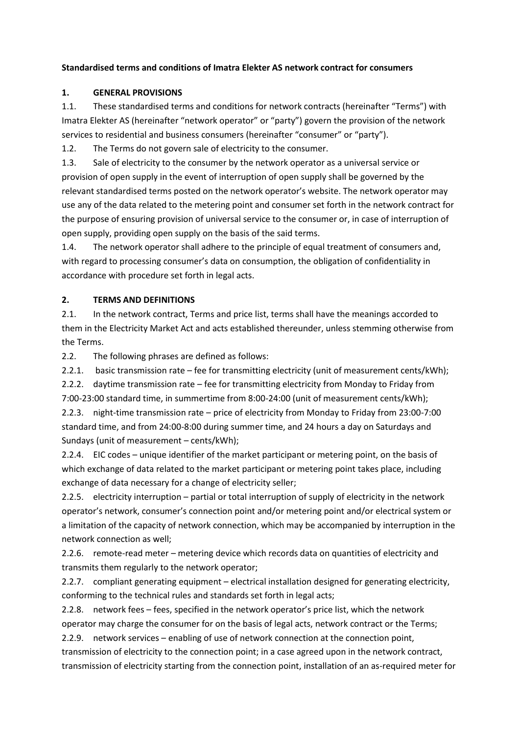**Standardised terms and conditions of Imatra Elekter AS network contract for consumers**

## 1. GENERAL PROVISIONS

1.1. These standardised terms and conditions for network contracts (hereinafter "Terms") with Imatra Elekter AS (hereinafter "network operator" or "party") govern the provision of the network services to residential and business consumers (hereinafter "consumer" or "party").

1.2. The Terms do not govern sale of electricity to the consumer.

1.3. Sale of electricity to the consumer by the network operator as a universal service or provision of open supply in the event of interruption of open supply shall be governed by the relevant standardised terms posted on the network operator's website. The network operator may use any of the data related to the metering point and consumer set forth in the network contract for the purpose of ensuring provision of universal service to the consumer or, in case of interruption of open supply, providing open supply on the basis of the said terms.

1.4. The network operator shall adhere to the principle of equal treatment of consumers and, with regard to processing consumer's data on consumption, the obligation of confidentiality in accordance with procedure set forth in legal acts.

## 2. TERMS AND DEFINITIONS

2.1. In the network contract, Terms and price list, terms shall have the meanings accorded to them in the Electricity Market Act and acts established thereunder, unless stemming otherwise from the Terms.

2.2. The following phrases are defined as follows:

2.2.1. basic transmission rate – fee for transmitting electricity (unit of measurement cents/kWh);

2.2.2. daytime transmission rate – fee for transmitting electricity from Monday to Friday from 7:00-23:00 standard time, in summertime from 8:00-24:00 (unit of measurement cents/kWh);

2.2.3. night-time transmission rate – price of electricity from Monday to Friday from 23:00-7:00 standard time, and from 24:00-8:00 during summer time, and 24 hours a day on Saturdays and Sundays (unit of measurement – cents/kWh);

2.2.4. EIC codes – unique identifier of the market participant or metering point, on the basis of which exchange of data related to the market participant or metering point takes place, including exchange of data necessary for a change of electricity seller;

2.2.5. electricity interruption – partial or total interruption of supply of electricity in the network operator's network, consumer's connection point and/or metering point and/or electrical system or a limitation of the capacity of network connection, which may be accompanied by interruption in the network connection as well;

2.2.6. remote-read meter – metering device which records data on quantities of electricity and transmits them regularly to the network operator;

2.2.7. compliant generating equipment – electrical installation designed for generating electricity, conforming to the technical rules and standards set forth in legal acts;

2.2.8. network fees – fees, specified in the network operator's price list, which the network operator may charge the consumer for on the basis of legal acts, network contract or the Terms;

2.2.9. network services – enabling of use of network connection at the connection point, transmission of electricity to the connection point; in a case agreed upon in the network contract, transmission of electricity starting from the connection point, installation of an as-required meter for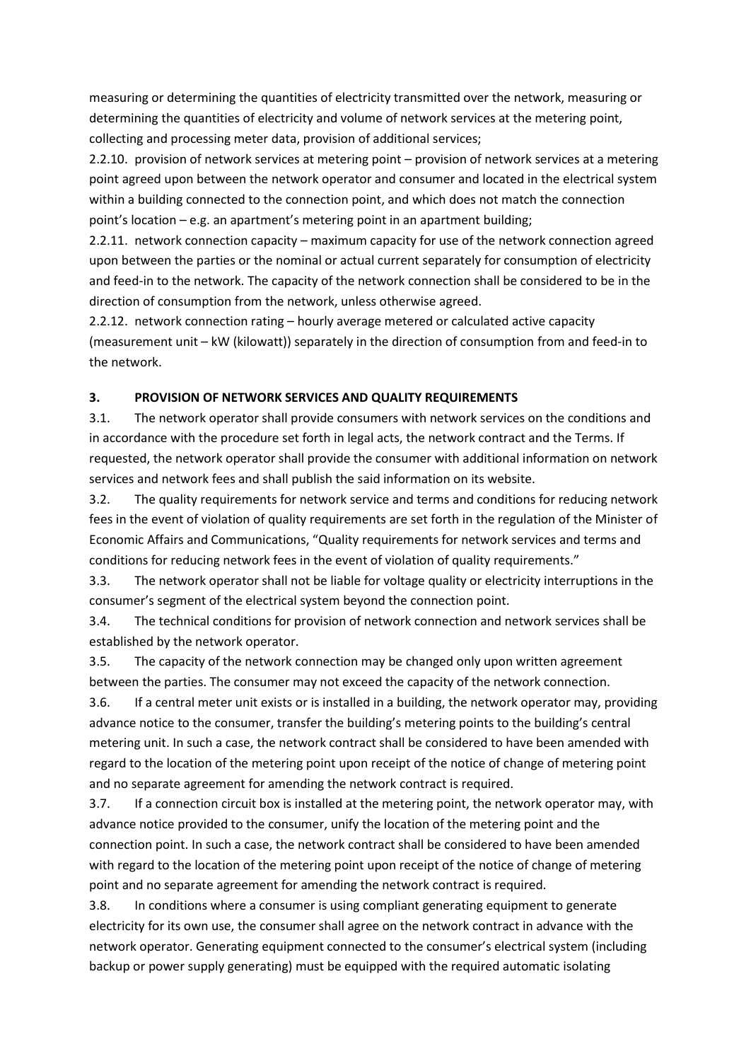measuring or determining the quantities of electricity transmitted over the network, measuring or determining the quantities of electricity and volume of network services at the metering point, collecting and processing meter data, provision of additional services;

2.2.10. provision of network services at metering point – provision of network services at a metering point agreed upon between the network operator and consumer and located in the electrical system within a building connected to the connection point, and which does not match the connection point's location – e.g. an apartment's metering point in an apartment building;

2.2.11. network connection capacity – maximum capacity for use of the network connection agreed upon between the parties or the nominal or actual current separately for consumption of electricity and feed-in to the network. The capacity of the network connection shall be considered to be in the direction of consumption from the network, unless otherwise agreed.

2.2.12. network connection rating – hourly average metered or calculated active capacity (measurement unit – kW (kilowatt)) separately in the direction of consumption from and feed-in to the network.

## 3. PROVISION OF NETWORK SERVICES AND QUALITY REQUIREMENTS

3.1. The network operator shall provide consumers with network services on the conditions and in accordance with the procedure set forth in legal acts, the network contract and the Terms. If requested, the network operator shall provide the consumer with additional information on network services and network fees and shall publish the said information on its website.

3.2. The quality requirements for network service and terms and conditions for reducing network fees in the event of violation of quality requirements are set forth in the regulation of the Minister of Economic Affairs and Communications, "Quality requirements for network services and terms and conditions for reducing network fees in the event of violation of quality requirements."

3.3. The network operator shall not be liable for voltage quality or electricity interruptions in the consumer's segment of the electrical system beyond the connection point.

3.4. The technical conditions for provision of network connection and network services shall be established by the network operator.

3.5. The capacity of the network connection may be changed only upon written agreement between the parties. The consumer may not exceed the capacity of the network connection.

3.6. If a central meter unit exists or is installed in a building, the network operator may, providing advance notice to the consumer, transfer the building's metering points to the building's central metering unit. In such a case, the network contract shall be considered to have been amended with regard to the location of the metering point upon receipt of the notice of change of metering point and no separate agreement for amending the network contract is required.

3.7. If a connection circuit box is installed at the metering point, the network operator may, with advance notice provided to the consumer, unify the location of the metering point and the connection point. In such a case, the network contract shall be considered to have been amended with regard to the location of the metering point upon receipt of the notice of change of metering point and no separate agreement for amending the network contract is required.

3.8. In conditions where a consumer is using compliant generating equipment to generate electricity for its own use, the consumer shall agree on the network contract in advance with the network operator. Generating equipment connected to the consumer's electrical system (including backup or power supply generating) must be equipped with the required automatic isolating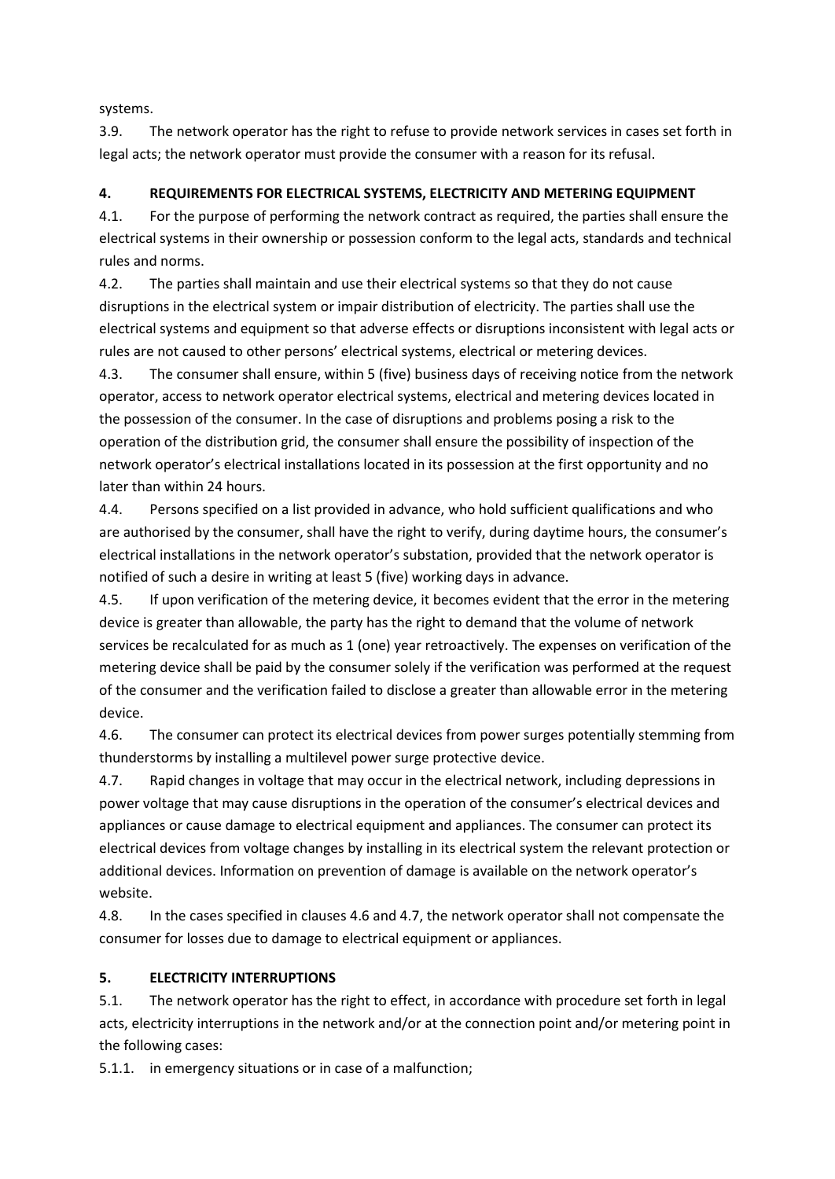systems.

3.9. The network operator has the right to refuse to provide network services in cases set forth in legal acts; the network operator must provide the consumer with a reason for its refusal.

## 4. REQUIREMENTS FOR ELECTRICAL SYSTEMS, ELECTRICITY AND METERING EQUIPMENT

4.1. For the purpose of performing the network contract as required, the parties shall ensure the electrical systems in their ownership or possession conform to the legal acts, standards and technical rules and norms.

4.2. The parties shall maintain and use their electrical systems so that they do not cause disruptions in the electrical system or impair distribution of electricity. The parties shall use the electrical systems and equipment so that adverse effects or disruptions inconsistent with legal acts or rules are not caused to other persons' electrical systems, electrical or metering devices.

4.3. The consumer shall ensure, within 5 (five) business days of receiving notice from the network operator, access to network operator electrical systems, electrical and metering devices located in the possession of the consumer. In the case of disruptions and problems posing a risk to the operation of the distribution grid, the consumer shall ensure the possibility of inspection of the network operator's electrical installations located in its possession at the first opportunity and no later than within 24 hours.

4.4. Persons specified on a list provided in advance, who hold sufficient qualifications and who are authorised by the consumer, shall have the right to verify, during daytime hours, the consumer's electrical installations in the network operator's substation, provided that the network operator is notified of such a desire in writing at least 5 (five) working days in advance.

4.5. If upon verification of the metering device, it becomes evident that the error in the metering device is greater than allowable, the party has the right to demand that the volume of network services be recalculated for as much as 1 (one) year retroactively. The expenses on verification of the metering device shall be paid by the consumer solely if the verification was performed at the request of the consumer and the verification failed to disclose a greater than allowable error in the metering device.

4.6. The consumer can protect its electrical devices from power surges potentially stemming from thunderstorms by installing a multilevel power surge protective device.

4.7. Rapid changes in voltage that may occur in the electrical network, including depressions in power voltage that may cause disruptions in the operation of the consumer's electrical devices and appliances or cause damage to electrical equipment and appliances. The consumer can protect its electrical devices from voltage changes by installing in its electrical system the relevant protection or additional devices. Information on prevention of damage is available on the network operator's website.

4.8. In the cases specified in clauses 4.6 and 4.7, the network operator shall not compensate the consumer for losses due to damage to electrical equipment or appliances.

## 5. ELECTRICITY INTERRUPTIONS

5.1. The network operator has the right to effect, in accordance with procedure set forth in legal acts, electricity interruptions in the network and/or at the connection point and/or metering point in the following cases:

5.1.1. in emergency situations or in case of a malfunction;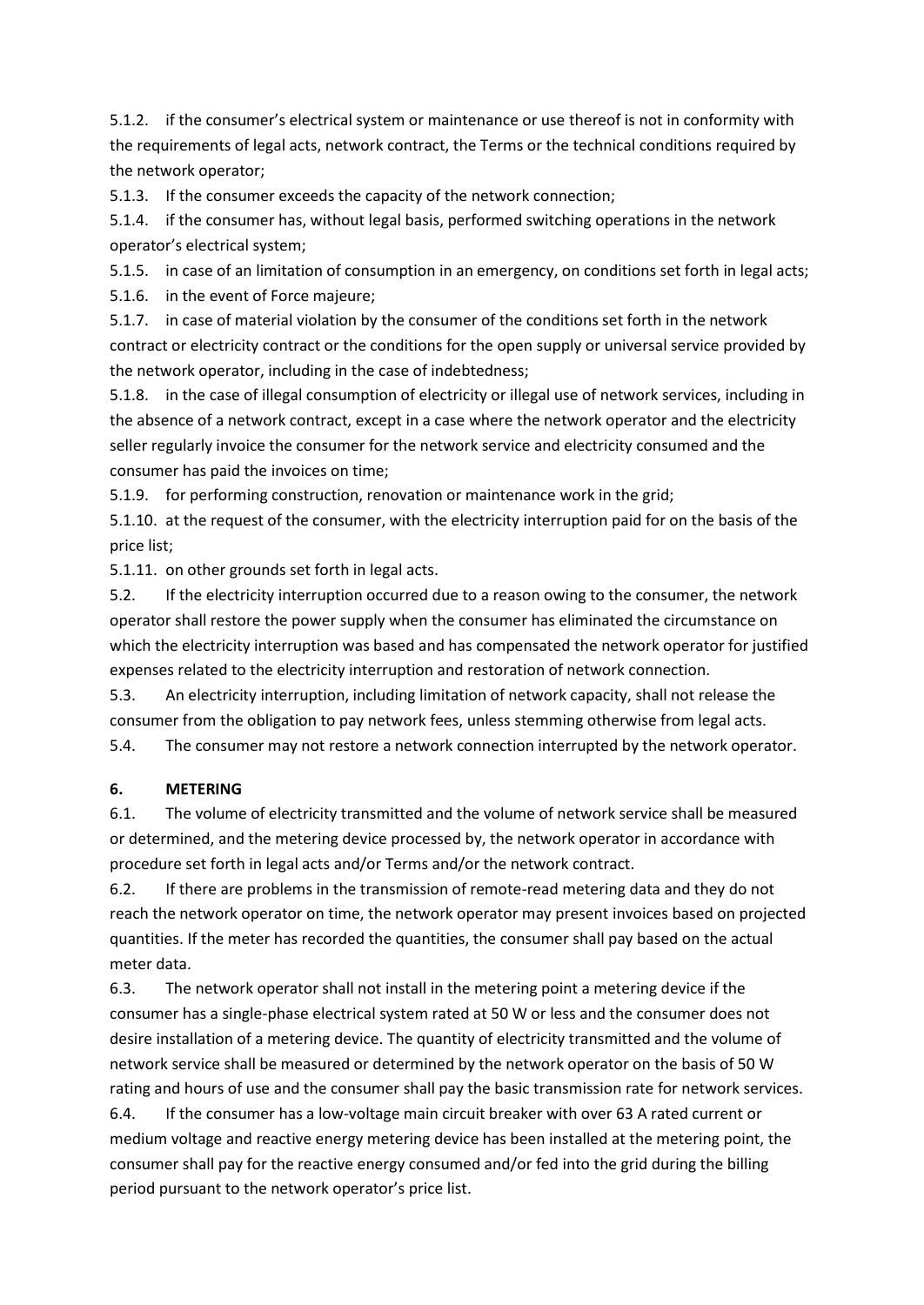5.1.2. if the consumer's electrical system or maintenance or use thereof is not in conformity with the requirements of legal acts, network contract, the Terms or the technical conditions required by the network operator;

5.1.3. If the consumer exceeds the capacity of the network connection;

5.1.4. if the consumer has, without legal basis, performed switching operations in the network operator's electrical system;

5.1.5. in case of an limitation of consumption in an emergency, on conditions set forth in legal acts;

5.1.6. in the event of Force majeure;

5.1.7. in case of material violation by the consumer of the conditions set forth in the network contract or electricity contract or the conditions for the open supply or universal service provided by the network operator, including in the case of indebtedness;

5.1.8. in the case of illegal consumption of electricity or illegal use of network services, including in the absence of a network contract, except in a case where the network operator and the electricity seller regularly invoice the consumer for the network service and electricity consumed and the consumer has paid the invoices on time;

5.1.9. for performing construction, renovation or maintenance work in the grid;

5.1.10. at the request of the consumer, with the electricity interruption paid for on the basis of the price list;

5.1.11. on other grounds set forth in legal acts.

5.2. If the electricity interruption occurred due to a reason owing to the consumer, the network operator shall restore the power supply when the consumer has eliminated the circumstance on which the electricity interruption was based and has compensated the network operator for justified expenses related to the electricity interruption and restoration of network connection.

5.3. An electricity interruption, including limitation of network capacity, shall not release the consumer from the obligation to pay network fees, unless stemming otherwise from legal acts.

5.4. The consumer may not restore a network connection interrupted by the network operator.

## 6. METERING

6.1. The volume of electricity transmitted and the volume of network service shall be measured or determined, and the metering device processed by, the network operator in accordance with procedure set forth in legal acts and/or Terms and/or the network contract.

6.2. If there are problems in the transmission of remote-read metering data and they do not reach the network operator on time, the network operator may present invoices based on projected quantities. If the meter has recorded the quantities, the consumer shall pay based on the actual meter data.

6.3. The network operator shall not install in the metering point a metering device if the consumer has a single-phase electrical system rated at 50 W or less and the consumer does not desire installation of a metering device. The quantity of electricity transmitted and the volume of network service shall be measured or determined by the network operator on the basis of 50 W rating and hours of use and the consumer shall pay the basic transmission rate for network services.

6.4. If the consumer has a low-voltage main circuit breaker with over 63 A rated current or medium voltage and reactive energy metering device has been installed at the metering point, the consumer shall pay for the reactive energy consumed and/or fed into the grid during the billing period pursuant to the network operator's price list.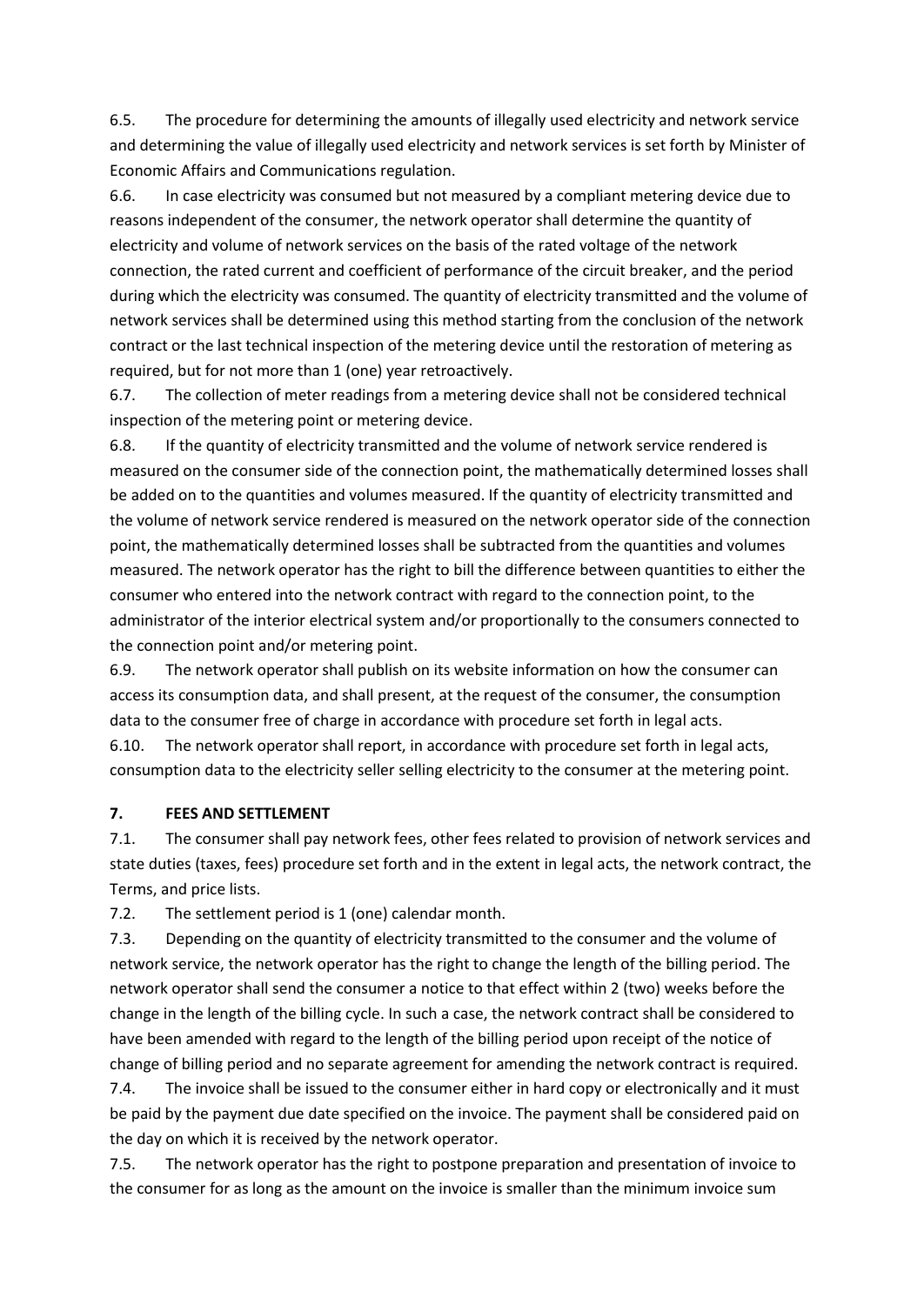6.5. The procedure for determining the amounts of illegally used electricity and network service and determining the value of illegally used electricity and network services is set forth by Minister of Economic Affairs and Communications regulation.

6.6. In case electricity was consumed but not measured by a compliant metering device due to reasons independent of the consumer, the network operator shall determine the quantity of electricity and volume of network services on the basis of the rated voltage of the network connection, the rated current and coefficient of performance of the circuit breaker, and the period during which the electricity was consumed. The quantity of electricity transmitted and the volume of network services shall be determined using this method starting from the conclusion of the network contract or the last technical inspection of the metering device until the restoration of metering as required, but for not more than 1 (one) year retroactively.

6.7. The collection of meter readings from a metering device shall not be considered technical inspection of the metering point or metering device.

6.8. If the quantity of electricity transmitted and the volume of network service rendered is measured on the consumer side of the connection point, the mathematically determined losses shall be added on to the quantities and volumes measured. If the quantity of electricity transmitted and the volume of network service rendered is measured on the network operator side of the connection point, the mathematically determined losses shall be subtracted from the quantities and volumes measured. The network operator has the right to bill the difference between quantities to either the consumer who entered into the network contract with regard to the connection point, to the administrator of the interior electrical system and/or proportionally to the consumers connected to the connection point and/or metering point.

6.9. The network operator shall publish on its website information on how the consumer can access its consumption data, and shall present, at the request of the consumer, the consumption data to the consumer free of charge in accordance with procedure set forth in legal acts.

6.10. The network operator shall report, in accordance with procedure set forth in legal acts, consumption data to the electricity seller selling electricity to the consumer at the metering point.

## 7. FEES AND SETTLEMENT

7.1. The consumer shall pay network fees, other fees related to provision of network services and state duties (taxes, fees) procedure set forth and in the extent in legal acts, the network contract, the Terms, and price lists.

7.2. The settlement period is 1 (one) calendar month.

7.3. Depending on the quantity of electricity transmitted to the consumer and the volume of network service, the network operator has the right to change the length of the billing period. The network operator shall send the consumer a notice to that effect within 2 (two) weeks before the change in the length of the billing cycle. In such a case, the network contract shall be considered to have been amended with regard to the length of the billing period upon receipt of the notice of change of billing period and no separate agreement for amending the network contract is required.

7.4. The invoice shall be issued to the consumer either in hard copy or electronically and it must be paid by the payment due date specified on the invoice. The payment shall be considered paid on the day on which it is received by the network operator.

7.5. The network operator has the right to postpone preparation and presentation of invoice to the consumer for as long as the amount on the invoice is smaller than the minimum invoice sum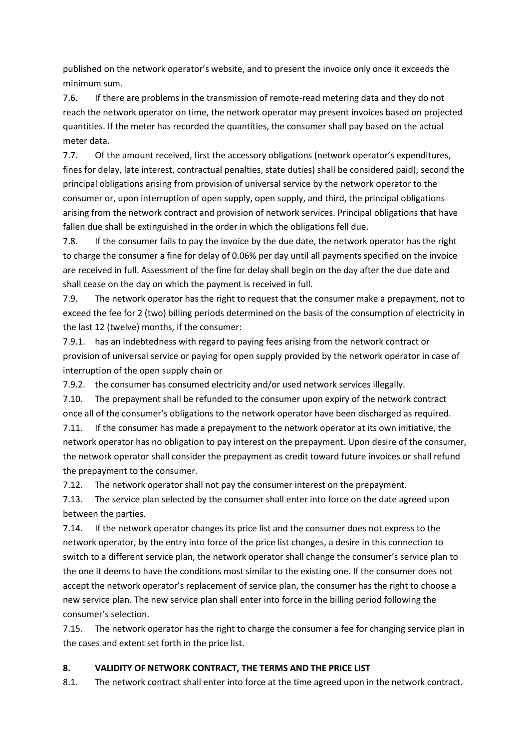published on the network operator's website, and to present the invoice only once it exceeds the minimum sum.

7.6. If there are problems in the transmission of remote-read metering data and they do not reach the network operator on time, the network operator may present invoices based on projected quantities. If the meter has recorded the quantities, the consumer shall pay based on the actual meter data.

7.7. Of the amount received, first the accessory obligations (network operator's expenditures, fines for delay, late interest, contractual penalties, state duties) shall be considered paid), second the principal obligations arising from provision of universal service by the network operator to the consumer or, upon interruption of open supply, open supply, and third, the principal obligations arising from the network contract and provision of network services. Principal obligations that have fallen due shall be extinguished in the order in which the obligations fell due.

7.8. If the consumer fails to pay the invoice by the due date, the network operator has the right to charge the consumer a fine for delay of 0.06% per day until all payments specified on the invoice are received in full. Assessment of the fine for delay shall begin on the day after the due date and shall cease on the day on which the payment is received in full.

7.9. The network operator has the right to request that the consumer make a prepayment, not to exceed the fee for 2 (two) billing periods determined on the basis of the consumption of electricity in the last 12 (twelve) months, if the consumer:

7.9.1. has an indebtedness with regard to paying fees arising from the network contract or provision of universal service or paying for open supply provided by the network operator in case of interruption of the open supply chain or

7.9.2. the consumer has consumed electricity and/or used network services illegally.

7.10. The prepayment shall be refunded to the consumer upon expiry of the network contract once all of the consumer's obligations to the network operator have been discharged as required.

7.11. If the consumer has made a prepayment to the network operator at its own initiative, the network operator has no obligation to pay interest on the prepayment. Upon desire of the consumer, the network operator shall consider the prepayment as credit toward future invoices or shall refund the prepayment to the consumer.

7.12. The network operator shall not pay the consumer interest on the prepayment.

7.13. The service plan selected by the consumer shall enter into force on the date agreed upon between the parties.

7.14. If the network operator changes its price list and the consumer does not express to the network operator, by the entry into force of the price list changes, a desire in this connection to switch to a different service plan, the network operator shall change the consumer's service plan to the one it deems to have the conditions most similar to the existing one. If the consumer does not accept the network operator's replacement of service plan, the consumer has the right to choose a new service plan. The new service plan shall enter into force in the billing period following the consumer's selection.

7.15. The network operator has the right to charge the consumer a fee for changing service plan in the cases and extent set forth in the price list.

## 8. VALIDITY OF NETWORK CONTRACT, THE TERMS AND THE PRICE LIST

8.1. The network contract shall enter into force at the time agreed upon in the network contract.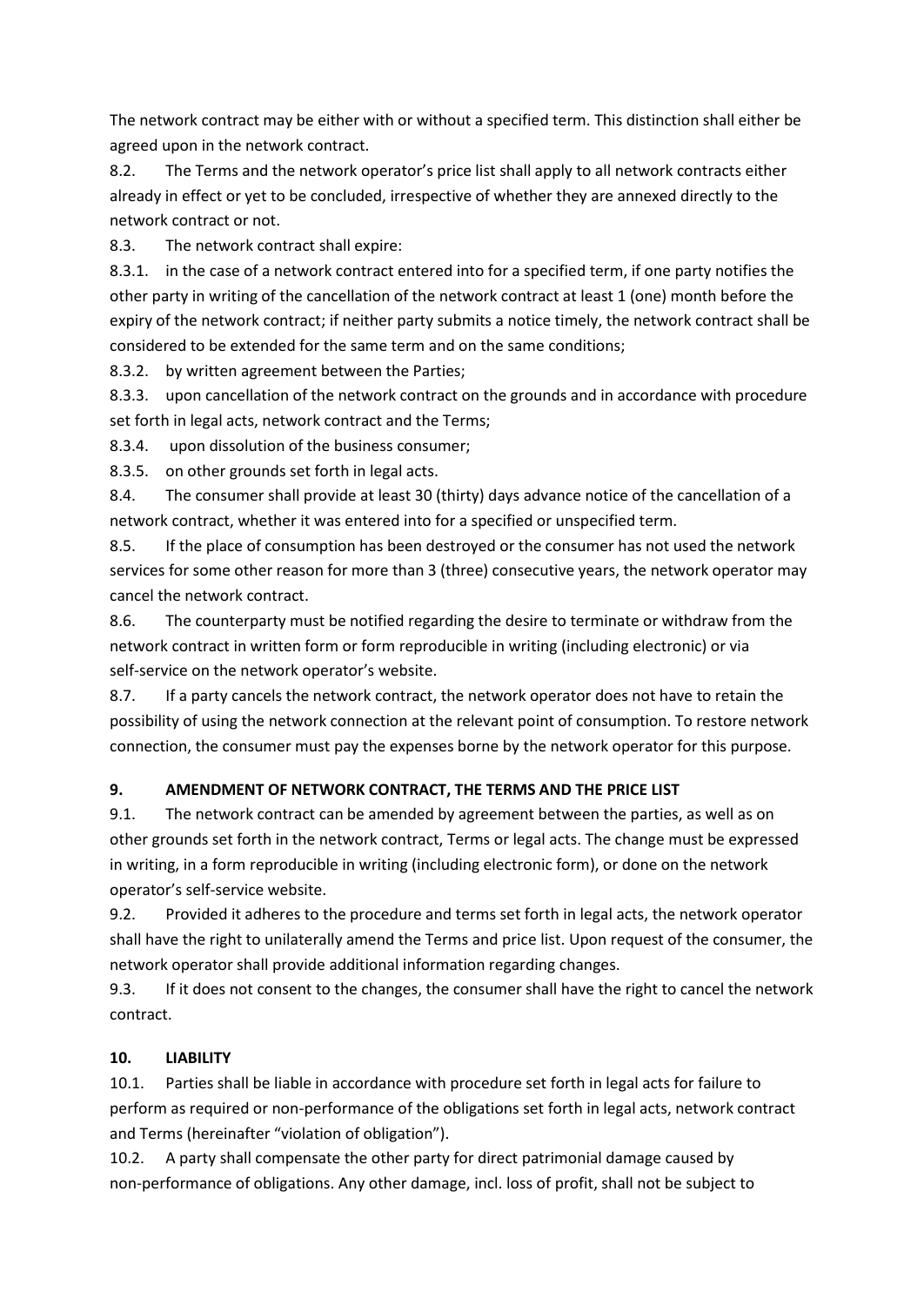The network contract may be either with or without a specified term. This distinction shall either be agreed upon in the network contract.

8.2. The Terms and the network operator's price list shall apply to all network contracts either already in effect or yet to be concluded, irrespective of whether they are annexed directly to the network contract or not.

8.3. The network contract shall expire:

8.3.1. in the case of a network contract entered into for a specified term, if one party notifies the other party in writing of the cancellation of the network contract at least 1 (one) month before the expiry of the network contract; if neither party submits a notice timely, the network contract shall be considered to be extended for the same term and on the same conditions;

8.3.2. by written agreement between the Parties;

8.3.3. upon cancellation of the network contract on the grounds and in accordance with procedure set forth in legal acts, network contract and the Terms;

8.3.4. upon dissolution of the business consumer;

8.3.5. on other grounds set forth in legal acts.

8.4. The consumer shall provide at least 30 (thirty) days advance notice of the cancellation of a network contract, whether it was entered into for a specified or unspecified term.

8.5. If the place of consumption has been destroyed or the consumer has not used the network services for some other reason for more than 3 (three) consecutive years, the network operator may cancel the network contract.

8.6. The counterparty must be notified regarding the desire to terminate or withdraw from the network contract in written form or form reproducible in writing (including electronic) or via self-service on the network operator's website.

8.7. If a party cancels the network contract, the network operator does not have to retain the possibility of using the network connection at the relevant point of consumption. To restore network connection, the consumer must pay the expenses borne by the network operator for this purpose.

## 9. AMENDMENT OF NETWORK CONTRACT, THE TERMS AND THE PRICE LIST

9.1. The network contract can be amended by agreement between the parties, as well as on other grounds set forth in the network contract, Terms or legal acts. The change must be expressed in writing, in a form reproducible in writing (including electronic form), or done on the network operator's self-service website.

9.2. Provided it adheres to the procedure and terms set forth in legal acts, the network operator shall have the right to unilaterally amend the Terms and price list. Upon request of the consumer, the network operator shall provide additional information regarding changes.

9.3. If it does not consent to the changes, the consumer shall have the right to cancel the network contract.

## 10. LIABILITY

10.1. Parties shall be liable in accordance with procedure set forth in legal acts for failure to perform as required or non-performance of the obligations set forth in legal acts, network contract and Terms (hereinafter "violation of obligation").

10.2. A party shall compensate the other party for direct patrimonial damage caused by non-performance of obligations. Any other damage, incl. loss of profit, shall not be subject to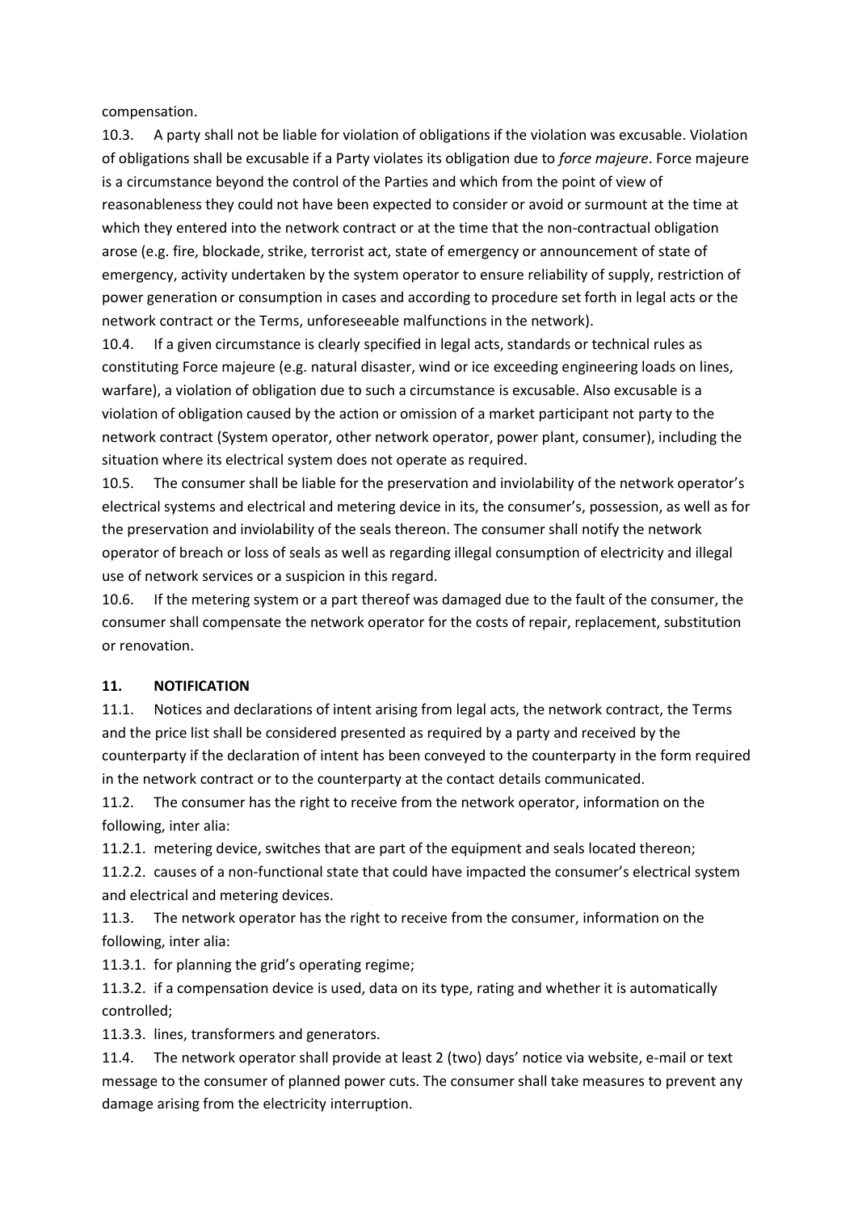compensation.

10.3. A party shall not be liable for violation of obligations if the violation was excusable. Violation of obligations shall be excusable if a Party violates its obligation due to *force majeure*. Force majeure is a circumstance beyond the control of the Parties and which from the point of view of reasonableness they could not have been expected to consider or avoid or surmount at the time at which they entered into the network contract or at the time that the non-contractual obligation arose (e.g. fire, blockade, strike, terrorist act, state of emergency or announcement of state of emergency, activity undertaken by the system operator to ensure reliability of supply, restriction of power generation or consumption in cases and according to procedure set forth in legal acts or the network contract or the Terms, unforeseeable malfunctions in the network).

10.4. If a given circumstance is clearly specified in legal acts, standards or technical rules as constituting Force majeure (e.g. natural disaster, wind or ice exceeding engineering loads on lines, warfare), a violation of obligation due to such a circumstance is excusable. Also excusable is a violation of obligation caused by the action or omission of a market participant not party to the network contract (System operator, other network operator, power plant, consumer), including the situation where its electrical system does not operate as required.

10.5. The consumer shall be liable for the preservation and inviolability of the network operator's electrical systems and electrical and metering device in its, the consumer's, possession, as well as for the preservation and inviolability of the seals thereon. The consumer shall notify the network operator of breach or loss of seals as well as regarding illegal consumption of electricity and illegal use of network services or a suspicion in this regard.

10.6. If the metering system or a part thereof was damaged due to the fault of the consumer, the consumer shall compensate the network operator for the costs of repair, replacement, substitution or renovation.

## 11. NOTIFICATION

11.1. Notices and declarations of intent arising from legal acts, the network contract, the Terms and the price list shall be considered presented as required by a party and received by the counterparty if the declaration of intent has been conveyed to the counterparty in the form required in the network contract or to the counterparty at the contact details communicated.

11.2. The consumer has the right to receive from the network operator, information on the following, inter alia:

11.2.1. metering device, switches that are part of the equipment and seals located thereon;

11.2.2. causes of a non-functional state that could have impacted the consumer's electrical system and electrical and metering devices.

11.3. The network operator has the right to receive from the consumer, information on the following, inter alia:

11.3.1. for planning the grid's operating regime;

11.3.2. if a compensation device is used, data on its type, rating and whether it is automatically controlled;

11.3.3. lines, transformers and generators.

11.4. The network operator shall provide at least 2 (two) days' notice via website, e-mail or text message to the consumer of planned power cuts. The consumer shall take measures to prevent any damage arising from the electricity interruption.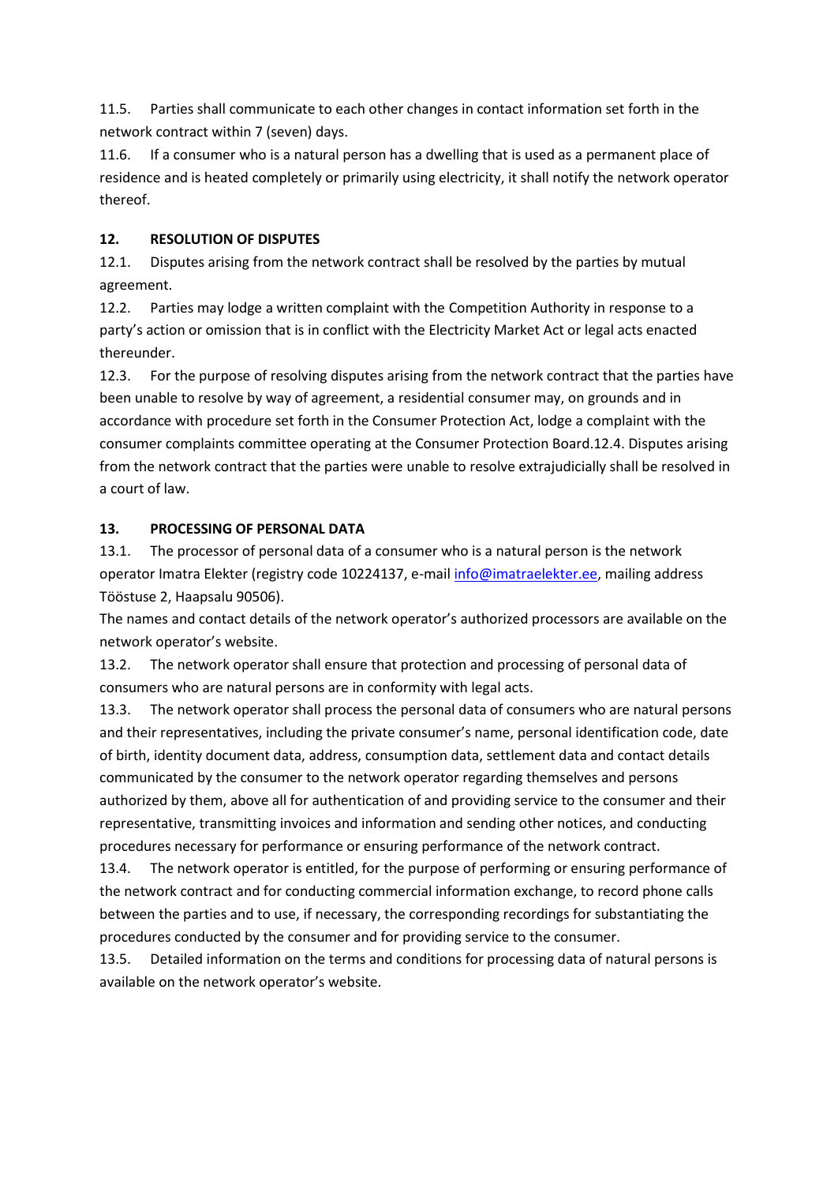11.5. Parties shall communicate to each other changes in contact information set forth in the network contract within 7 (seven) days.

11.6. If a consumer who is a natural person has a dwelling that is used as a permanent place of residence and is heated completely or primarily using electricity, it shall notify the network operator thereof.

## 12. RESOLUTION OF DISPUTES

12.1. Disputes arising from the network contract shall be resolved by the parties by mutual agreement.

12.2. Parties may lodge a written complaint with the Competition Authority in response to a party's action or omission that is in conflict with the Electricity Market Act or legal acts enacted thereunder.

12.3. For the purpose of resolving disputes arising from the network contract that the parties have been unable to resolve by way of agreement, a residential consumer may, on grounds and in accordance with procedure set forth in the Consumer Protection Act, lodge a complaint with the consumer complaints committee operating at the Consumer Protection Board.12.4. Disputes arising from the network contract that the parties were unable to resolve extrajudicially shall be resolved in a court of law.

## 13. PROCESSING OF PERSONAL DATA

13.1. The processor of personal data of a consumer who is a natural person is the network operator Imatra Elekter (registry code 10224137, e-mail info@imatraelekter.ee, mailing address Tööstuse 2, Haapsalu 90506).

The names and contact details of the network operator's authorized processors are available on the network operator's website.

13.2. The network operator shall ensure that protection and processing of personal data of consumers who are natural persons are in conformity with legal acts.

13.3. The network operator shall process the personal data of consumers who are natural persons and their representatives, including the private consumer's name, personal identification code, date of birth, identity document data, address, consumption data, settlement data and contact details communicated by the consumer to the network operator regarding themselves and persons authorized by them, above all for authentication of and providing service to the consumer and their representative, transmitting invoices and information and sending other notices, and conducting procedures necessary for performance or ensuring performance of the network contract.

13.4. The network operator is entitled, for the purpose of performing or ensuring performance of the network contract and for conducting commercial information exchange, to record phone calls between the parties and to use, if necessary, the corresponding recordings for substantiating the procedures conducted by the consumer and for providing service to the consumer.

13.5. Detailed information on the terms and conditions for processing data of natural persons is available on the network operator's website.